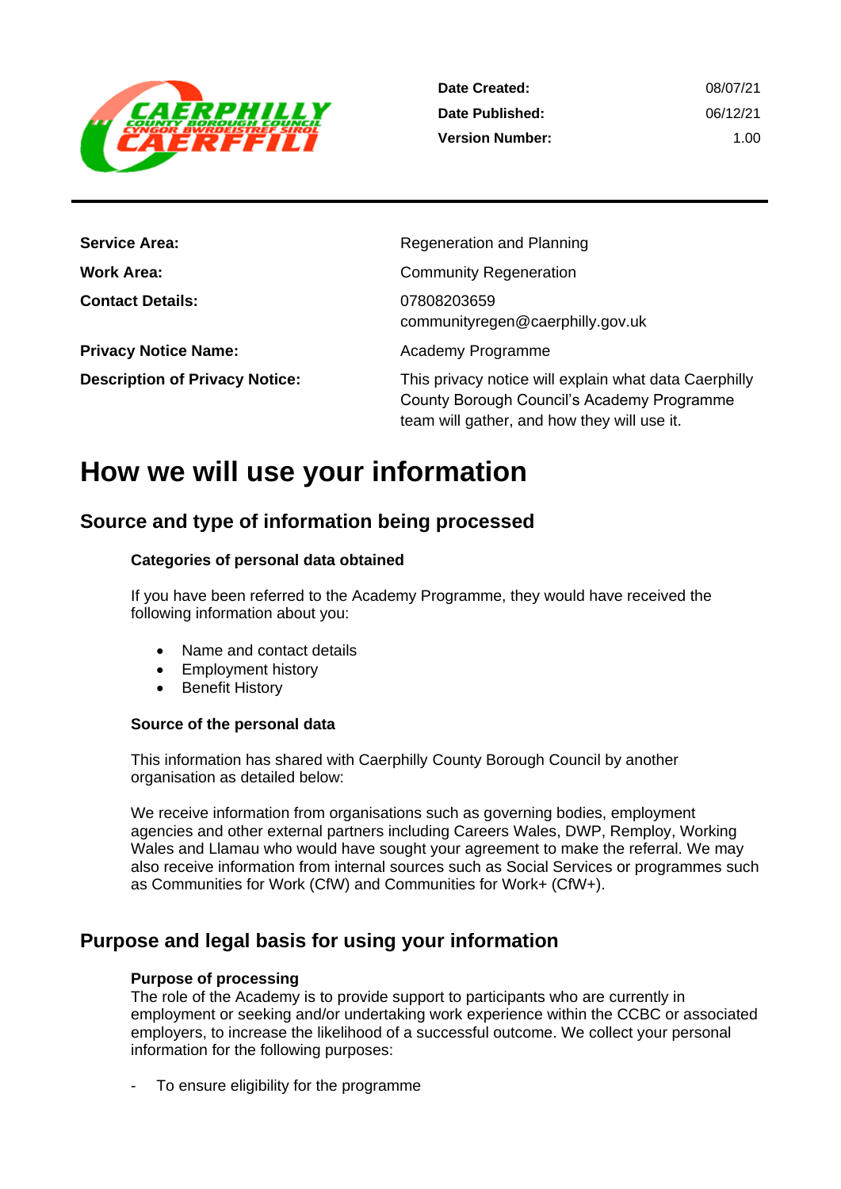| | |
|---|---|
| **Date Created:** | 08/07/21 |
| **Date Published:** | 06/12/21 |
| **Version Number:** | 1.00 |

| | |
|---|---|
| **Service Area:** | Regeneration and Planning |
| **Work Area:** | Community Regeneration |
| **Contact Details:** | 07808203659<br>communityregen@caerphilly.gov.uk |
| **Privacy Notice Name:** | Academy Programme |
| **Description of Privacy Notice:** | This privacy notice will explain what data Caerphilly County Borough Council's Academy Programme team will gather, and how they will use it. |

# How we will use your information

## Source and type of information being processed

### Categories of personal data obtained

If you have been referred to the Academy Programme, they would have received the following information about you:

- Name and contact details
- Employment history
- Benefit History

### Source of the personal data

This information has shared with Caerphilly County Borough Council by another organisation as detailed below:

We receive information from organisations such as governing bodies, employment agencies and other external partners including Careers Wales, DWP, Remploy, Working Wales and Llamau who would have sought your agreement to make the referral. We may also receive information from internal sources such as Social Services or programmes such as Communities for Work (CfW) and Communities for Work+ (CfW+).

## Purpose and legal basis for using your information

### Purpose of processing

The role of the Academy is to provide support to participants who are currently in employment or seeking and/or undertaking work experience within the CCBC or associated employers, to increase the likelihood of a successful outcome. We collect your personal information for the following purposes:

- To ensure eligibility for the programme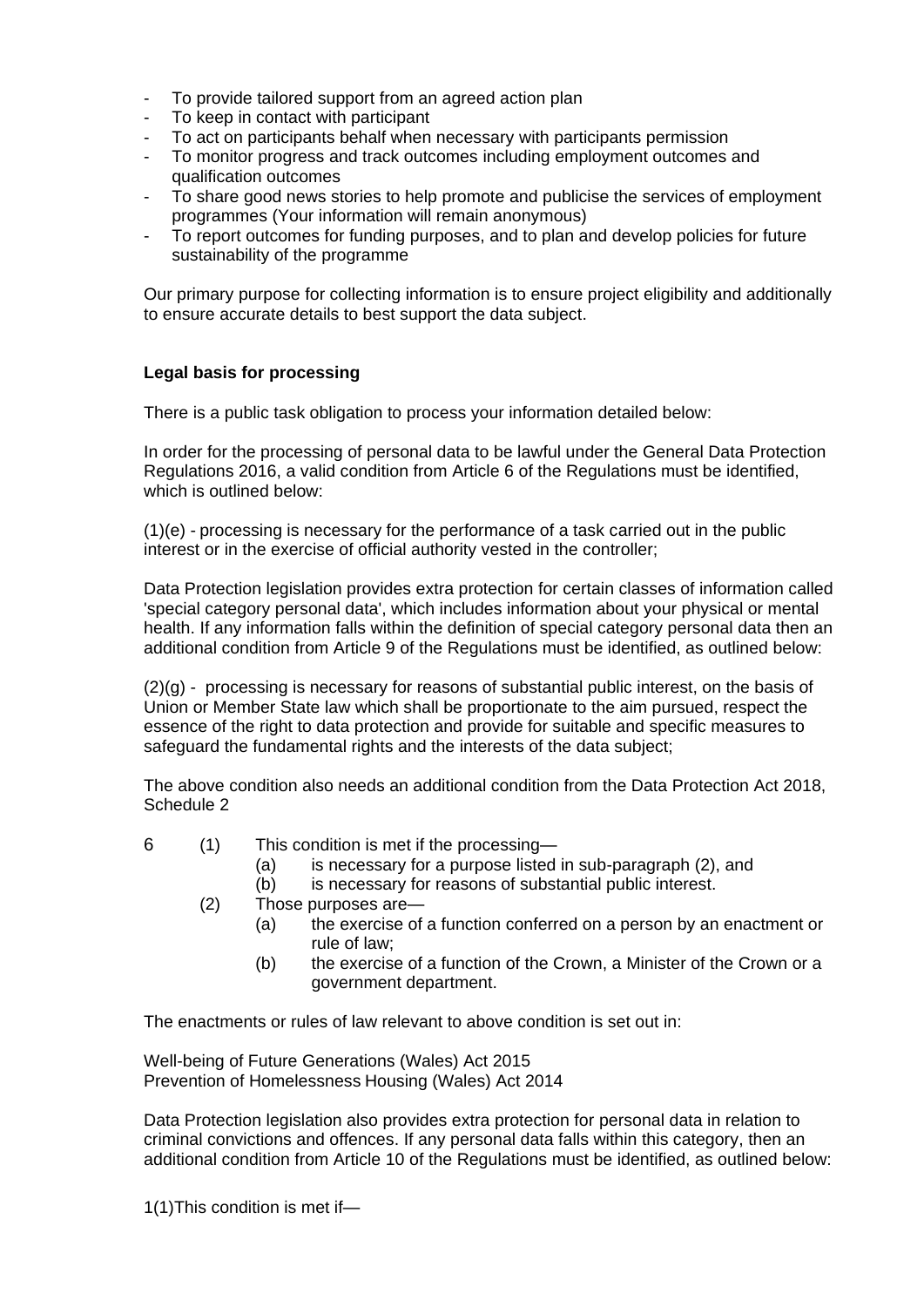- To provide tailored support from an agreed action plan
- To keep in contact with participant
- To act on participants behalf when necessary with participants permission
- To monitor progress and track outcomes including employment outcomes and qualification outcomes
- To share good news stories to help promote and publicise the services of employment programmes (Your information will remain anonymous)
- To report outcomes for funding purposes, and to plan and develop policies for future sustainability of the programme

Our primary purpose for collecting information is to ensure project eligibility and additionally to ensure accurate details to best support the data subject.

**Legal basis for processing**

There is a public task obligation to process your information detailed below:

In order for the processing of personal data to be lawful under the General Data Protection Regulations 2016, a valid condition from Article 6 of the Regulations must be identified, which is outlined below:

(1)(e) - processing is necessary for the performance of a task carried out in the public interest or in the exercise of official authority vested in the controller;

Data Protection legislation provides extra protection for certain classes of information called 'special category personal data', which includes information about your physical or mental health. If any information falls within the definition of special category personal data then an additional condition from Article 9 of the Regulations must be identified, as outlined below:

(2)(g) - processing is necessary for reasons of substantial public interest, on the basis of Union or Member State law which shall be proportionate to the aim pursued, respect the essence of the right to data protection and provide for suitable and specific measures to safeguard the fundamental rights and the interests of the data subject;

The above condition also needs an additional condition from the Data Protection Act 2018, Schedule 2

6 (1) This condition is met if the processing—
  (a) is necessary for a purpose listed in sub-paragraph (2), and
  (b) is necessary for reasons of substantial public interest.
(2) Those purposes are—
  (a) the exercise of a function conferred on a person by an enactment or rule of law;
  (b) the exercise of a function of the Crown, a Minister of the Crown or a government department.

The enactments or rules of law relevant to above condition is set out in:

Well-being of Future Generations (Wales) Act 2015
Prevention of Homelessness Housing (Wales) Act 2014

Data Protection legislation also provides extra protection for personal data in relation to criminal convictions and offences. If any personal data falls within this category, then an additional condition from Article 10 of the Regulations must be identified, as outlined below:

1(1)This condition is met if—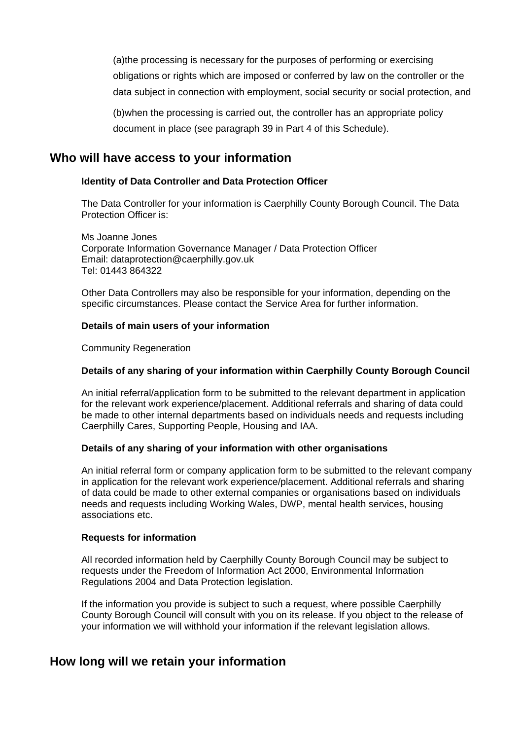(a)the processing is necessary for the purposes of performing or exercising obligations or rights which are imposed or conferred by law on the controller or the data subject in connection with employment, social security or social protection, and

(b)when the processing is carried out, the controller has an appropriate policy document in place (see paragraph 39 in Part 4 of this Schedule).

## Who will have access to your information

**Identity of Data Controller and Data Protection Officer**

The Data Controller for your information is Caerphilly County Borough Council. The Data Protection Officer is:

Ms Joanne Jones
Corporate Information Governance Manager / Data Protection Officer
Email: dataprotection@caerphilly.gov.uk
Tel: 01443 864322

Other Data Controllers may also be responsible for your information, depending on the specific circumstances. Please contact the Service Area for further information.

**Details of main users of your information**

Community Regeneration

**Details of any sharing of your information within Caerphilly County Borough Council**

An initial referral/application form to be submitted to the relevant department in application for the relevant work experience/placement. Additional referrals and sharing of data could be made to other internal departments based on individuals needs and requests including Caerphilly Cares, Supporting People, Housing and IAA.

**Details of any sharing of your information with other organisations**

An initial referral form or company application form to be submitted to the relevant company in application for the relevant work experience/placement. Additional referrals and sharing of data could be made to other external companies or organisations based on individuals needs and requests including Working Wales, DWP, mental health services, housing associations etc.

**Requests for information**

All recorded information held by Caerphilly County Borough Council may be subject to requests under the Freedom of Information Act 2000, Environmental Information Regulations 2004 and Data Protection legislation.

If the information you provide is subject to such a request, where possible Caerphilly County Borough Council will consult with you on its release. If you object to the release of your information we will withhold your information if the relevant legislation allows.

## How long will we retain your information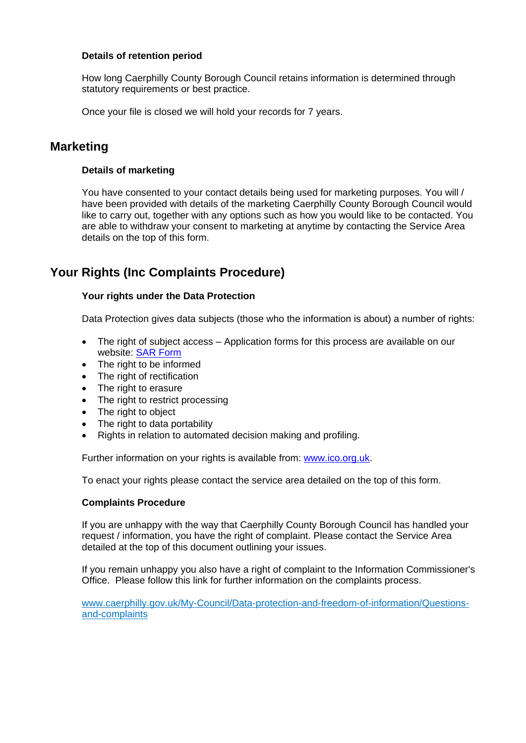### Details of retention period

How long Caerphilly County Borough Council retains information is determined through statutory requirements or best practice.

Once your file is closed we will hold your records for 7 years.

## Marketing

### Details of marketing

You have consented to your contact details being used for marketing purposes. You will / have been provided with details of the marketing Caerphilly County Borough Council would like to carry out, together with any options such as how you would like to be contacted. You are able to withdraw your consent to marketing at anytime by contacting the Service Area details on the top of this form.

## Your Rights (Inc Complaints Procedure)

### Your rights under the Data Protection

Data Protection gives data subjects (those who the information is about) a number of rights:

- The right of subject access – Application forms for this process are available on our website: [SAR Form]
- The right to be informed
- The right of rectification
- The right to erasure
- The right to restrict processing
- The right to object
- The right to data portability
- Rights in relation to automated decision making and profiling.

Further information on your rights is available from: www.ico.org.uk.

To enact your rights please contact the service area detailed on the top of this form.

### Complaints Procedure

If you are unhappy with the way that Caerphilly County Borough Council has handled your request / information, you have the right of complaint. Please contact the Service Area detailed at the top of this document outlining your issues.

If you remain unhappy you also have a right of complaint to the Information Commissioner's Office. Please follow this link for further information on the complaints process.

www.caerphilly.gov.uk/My-Council/Data-protection-and-freedom-of-information/Questions-and-complaints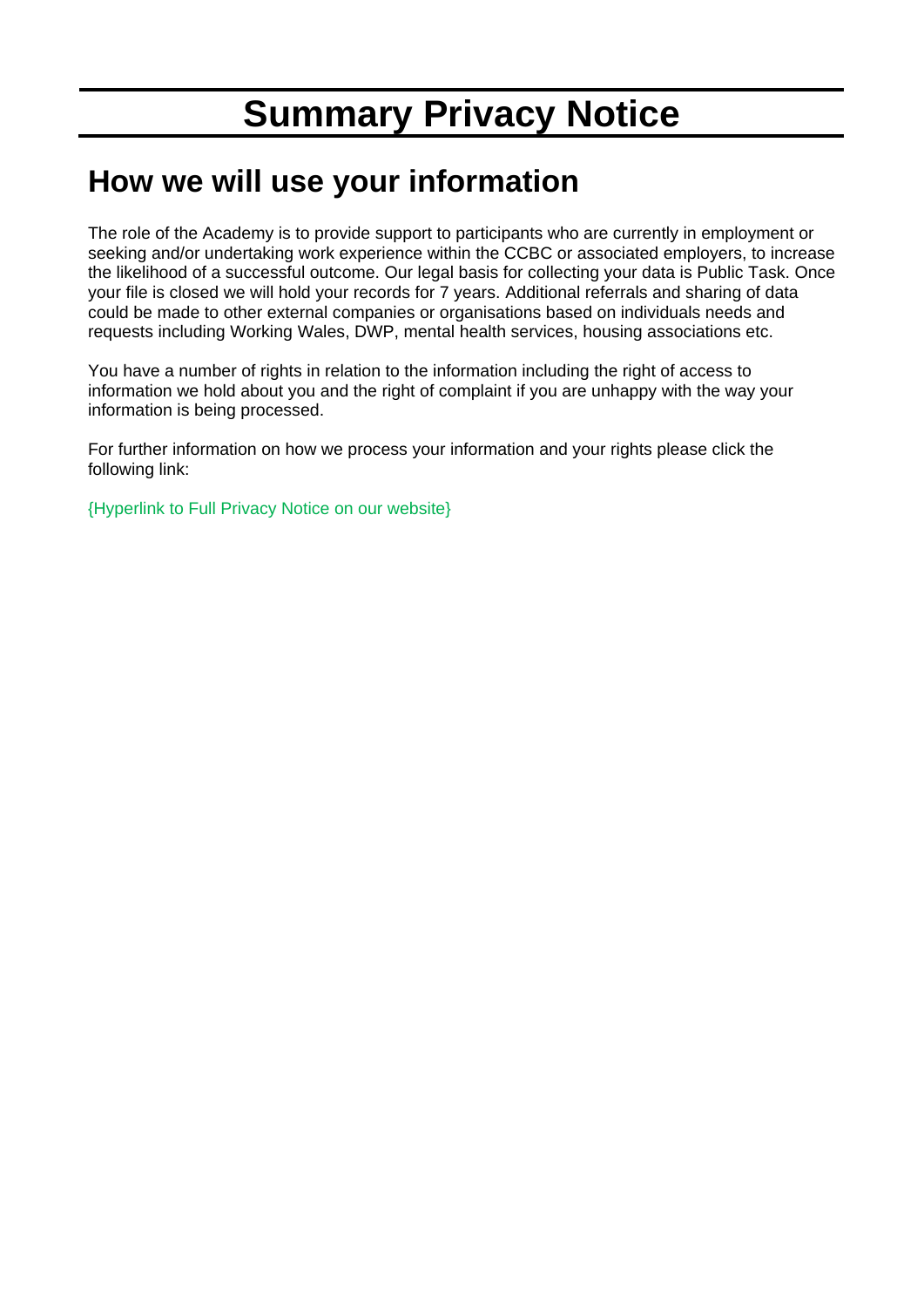# Summary Privacy Notice

## How we will use your information

The role of the Academy is to provide support to participants who are currently in employment or seeking and/or undertaking work experience within the CCBC or associated employers, to increase the likelihood of a successful outcome. Our legal basis for collecting your data is Public Task. Once your file is closed we will hold your records for 7 years. Additional referrals and sharing of data could be made to other external companies or organisations based on individuals needs and requests including Working Wales, DWP, mental health services, housing associations etc.

You have a number of rights in relation to the information including the right of access to information we hold about you and the right of complaint if you are unhappy with the way your information is being processed.

For further information on how we process your information and your rights please click the following link:

{Hyperlink to Full Privacy Notice on our website}